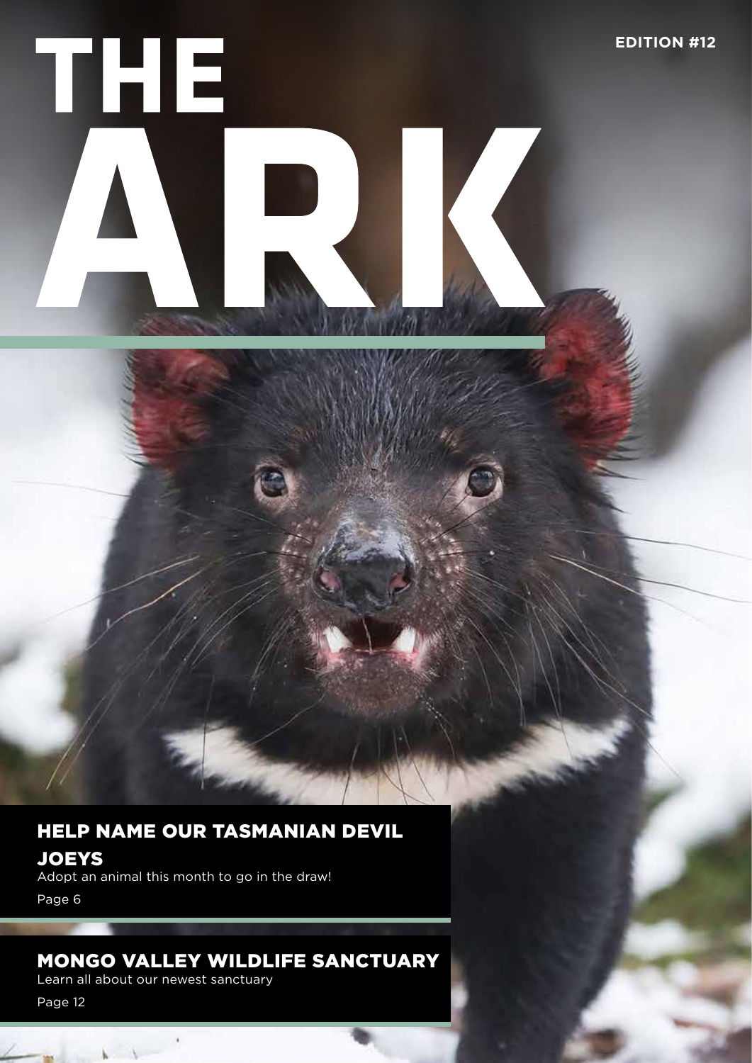# THE ARK

EDITION #12

## HELP NAME OUR TASMANIAN DEVIL JOEYS

Adopt an animal this month to go in the draw!

Page 6

## MONGO VALLEY WILDLIFE SANCTUARY

Learn all about our newest sanctuary

Page 12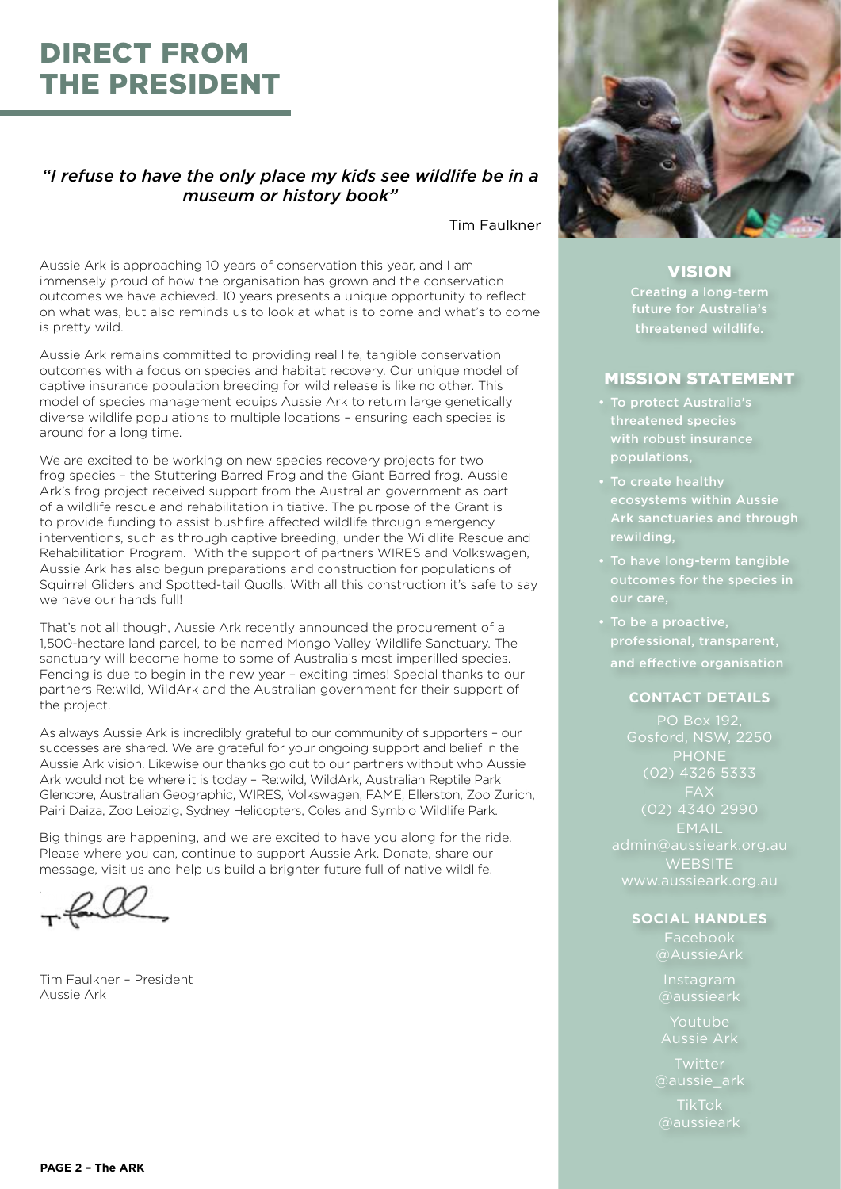# DIRECT FROM THE PRESIDENT

*"I refuse to have the only place my kids see wildlife be in a museum or history book"*

Tim Faulkner

Aussie Ark is approaching 10 years of conservation this year, and I am immensely proud of how the organisation has grown and the conservation outcomes we have achieved. 10 years presents a unique opportunity to reflect on what was, but also reminds us to look at what is to come and what's to come is pretty wild.

Aussie Ark remains committed to providing real life, tangible conservation outcomes with a focus on species and habitat recovery. Our unique model of captive insurance population breeding for wild release is like no other. This model of species management equips Aussie Ark to return large genetically diverse wildlife populations to multiple locations – ensuring each species is around for a long time.

We are excited to be working on new species recovery projects for two frog species – the Stuttering Barred Frog and the Giant Barred frog. Aussie Ark's frog project received support from the Australian government as part of a wildlife rescue and rehabilitation initiative. The purpose of the Grant is to provide funding to assist bushfire affected wildlife through emergency interventions, such as through captive breeding, under the Wildlife Rescue and Rehabilitation Program. With the support of partners WIRES and Volkswagen, Aussie Ark has also begun preparations and construction for populations of Squirrel Gliders and Spotted-tail Quolls. With all this construction it's safe to say we have our hands full!

That's not all though, Aussie Ark recently announced the procurement of a 1,500-hectare land parcel, to be named Mongo Valley Wildlife Sanctuary. The sanctuary will become home to some of Australia's most imperilled species. Fencing is due to begin in the new year – exciting times! Special thanks to our partners Re:wild, WildArk and the Australian government for their support of the project.

As always Aussie Ark is incredibly grateful to our community of supporters – our successes are shared. We are grateful for your ongoing support and belief in the Aussie Ark vision. Likewise our thanks go out to our partners without who Aussie Ark would not be where it is today – Re:wild, WildArk, Australian Reptile Park Glencore, Australian Geographic, WIRES, Volkswagen, FAME, Ellerston, Zoo Zurich, Pairi Daiza, Zoo Leipzig, Sydney Helicopters, Coles and Symbio Wildlife Park.

Big things are happening, and we are excited to have you along for the ride. Please where you can, continue to support Aussie Ark. Donate, share our message, visit us and help us build a brighter future full of native wildlife.

Tim Faulkner – President
Aussie Ark

## VISION

Creating a long-term future for Australia's threatened wildlife.

## MISSION STATEMENT

- To protect Australia's threatened species with robust insurance populations,
- To create healthy ecosystems within Aussie Ark sanctuaries and through rewilding,
- To have long-term tangible outcomes for the species in our care,
- To be a proactive, professional, transparent, and effective organisation

### CONTACT DETAILS

PO Box 192,
Gosford, NSW, 2250

PHONE
(02) 4326 5333

FAX
(02) 4340 2990

EMAIL
admin@aussieark.org.au

WEBSITE
www.aussieark.org.au

### SOCIAL HANDLES

Facebook
@AussieArk

Instagram
@aussieark

Youtube
Aussie Ark

Twitter
@aussie_ark

TikTok
@aussieark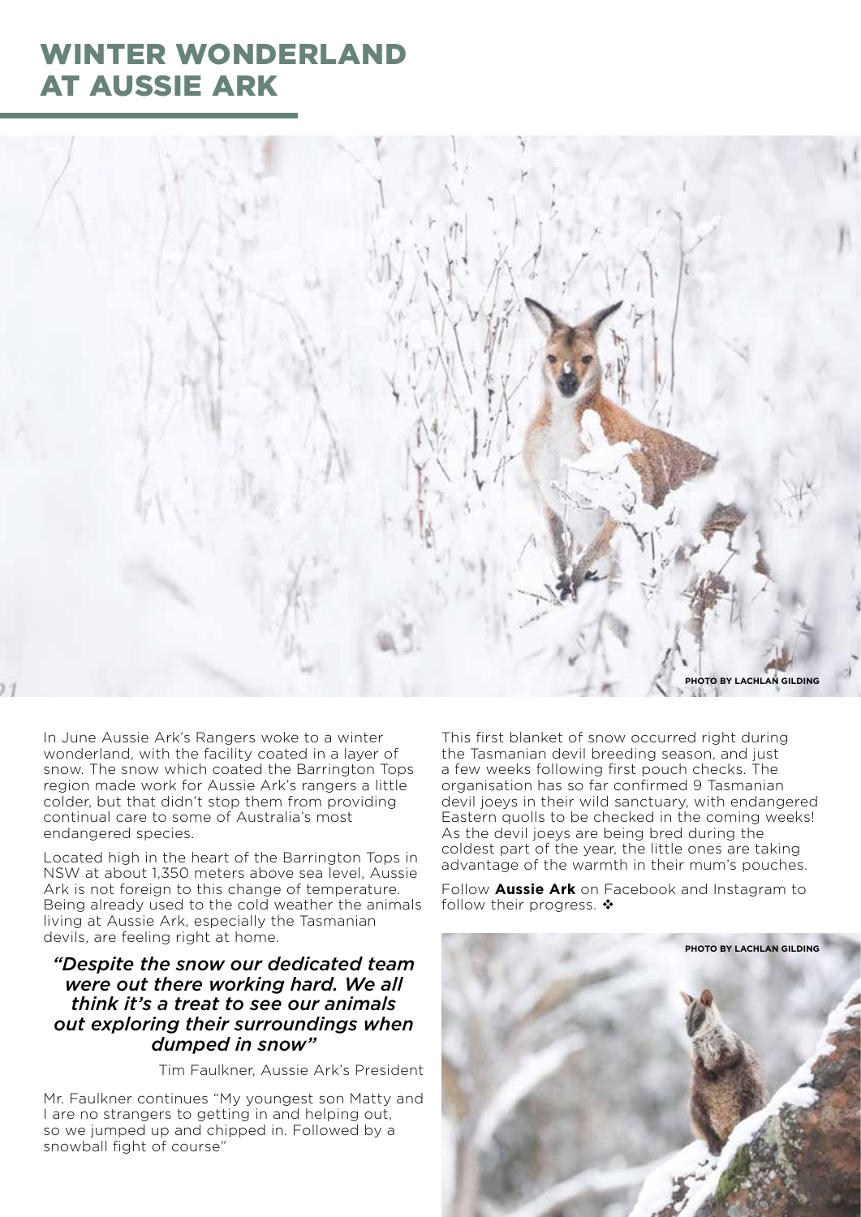# WINTER WONDERLAND AT AUSSIE ARK

PHOTO BY LACHLAN GILDING

In June Aussie Ark's Rangers woke to a winter wonderland, with the facility coated in a layer of snow. The snow which coated the Barrington Tops region made work for Aussie Ark's rangers a little colder, but that didn't stop them from providing continual care to some of Australia's most endangered species.

Located high in the heart of the Barrington Tops in NSW at about 1,350 meters above sea level, Aussie Ark is not foreign to this change of temperature. Being already used to the cold weather the animals living at Aussie Ark, especially the Tasmanian devils, are feeling right at home.

> *"Despite the snow our dedicated team were out there working hard. We all think it's a treat to see our animals out exploring their surroundings when dumped in snow"*
>
> Tim Faulkner, Aussie Ark's President

Mr. Faulkner continues "My youngest son Matty and I are no strangers to getting in and helping out, so we jumped up and chipped in. Followed by a snowball fight of course"

This first blanket of snow occurred right during the Tasmanian devil breeding season, and just a few weeks following first pouch checks. The organisation has so far confirmed 9 Tasmanian devil joeys in their wild sanctuary, with endangered Eastern quolls to be checked in the coming weeks! As the devil joeys are being bred during the coldest part of the year, the little ones are taking advantage of the warmth in their mum's pouches.

Follow **Aussie Ark** on Facebook and Instagram to follow their progress. ❖

PHOTO BY LACHLAN GILDING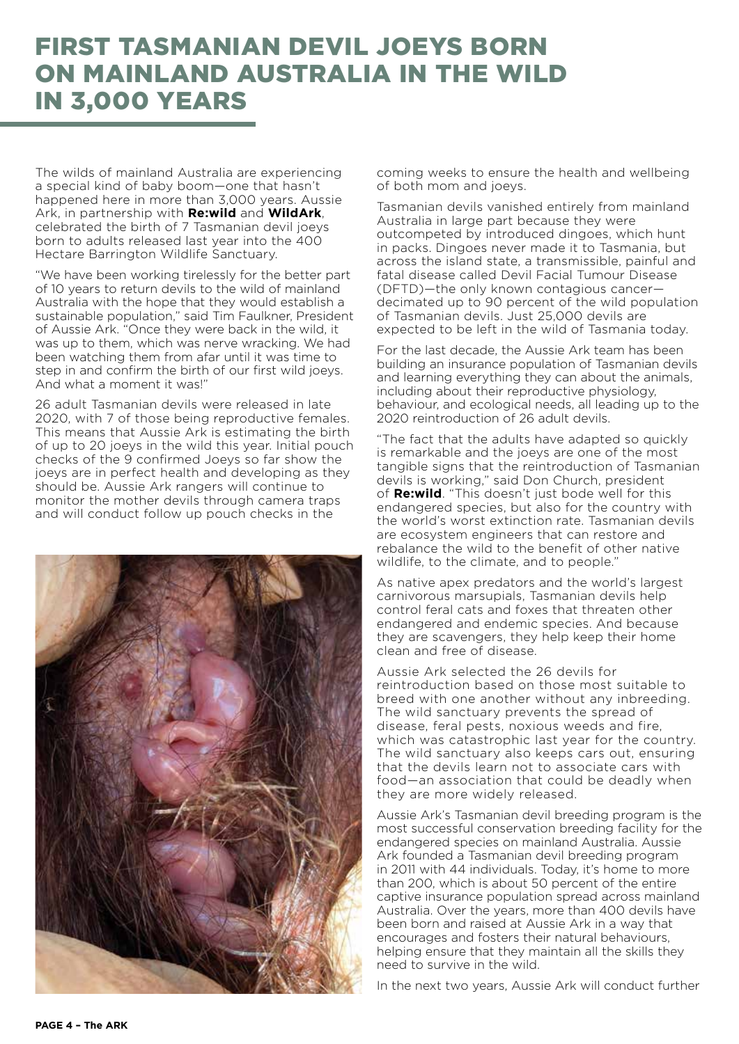# FIRST TASMANIAN DEVIL JOEYS BORN ON MAINLAND AUSTRALIA IN THE WILD IN 3,000 YEARS

The wilds of mainland Australia are experiencing a special kind of baby boom—one that hasn't happened here in more than 3,000 years. Aussie Ark, in partnership with **Re:wild** and **WildArk**, celebrated the birth of 7 Tasmanian devil joeys born to adults released last year into the 400 Hectare Barrington Wildlife Sanctuary.

"We have been working tirelessly for the better part of 10 years to return devils to the wild of mainland Australia with the hope that they would establish a sustainable population," said Tim Faulkner, President of Aussie Ark. "Once they were back in the wild, it was up to them, which was nerve wracking. We had been watching them from afar until it was time to step in and confirm the birth of our first wild joeys. And what a moment it was!"

26 adult Tasmanian devils were released in late 2020, with 7 of those being reproductive females. This means that Aussie Ark is estimating the birth of up to 20 joeys in the wild this year. Initial pouch checks of the 9 confirmed Joeys so far show the joeys are in perfect health and developing as they should be. Aussie Ark rangers will continue to monitor the mother devils through camera traps and will conduct follow up pouch checks in the coming weeks to ensure the health and wellbeing of both mom and joeys.

Tasmanian devils vanished entirely from mainland Australia in large part because they were outcompeted by introduced dingoes, which hunt in packs. Dingoes never made it to Tasmania, but across the island state, a transmissible, painful and fatal disease called Devil Facial Tumour Disease (DFTD)—the only known contagious cancer—decimated up to 90 percent of the wild population of Tasmanian devils. Just 25,000 devils are expected to be left in the wild of Tasmania today.

For the last decade, the Aussie Ark team has been building an insurance population of Tasmanian devils and learning everything they can about the animals, including about their reproductive physiology, behaviour, and ecological needs, all leading up to the 2020 reintroduction of 26 adult devils.

"The fact that the adults have adapted so quickly is remarkable and the joeys are one of the most tangible signs that the reintroduction of Tasmanian devils is working," said Don Church, president of **Re:wild**. "This doesn't just bode well for this endangered species, but also for the country with the world's worst extinction rate. Tasmanian devils are ecosystem engineers that can restore and rebalance the wild to the benefit of other native wildlife, to the climate, and to people."

As native apex predators and the world's largest carnivorous marsupials, Tasmanian devils help control feral cats and foxes that threaten other endangered and endemic species. And because they are scavengers, they help keep their home clean and free of disease.

Aussie Ark selected the 26 devils for reintroduction based on those most suitable to breed with one another without any inbreeding. The wild sanctuary prevents the spread of disease, feral pests, noxious weeds and fire, which was catastrophic last year for the country. The wild sanctuary also keeps cars out, ensuring that the devils learn not to associate cars with food—an association that could be deadly when they are more widely released.

Aussie Ark's Tasmanian devil breeding program is the most successful conservation breeding facility for the endangered species on mainland Australia. Aussie Ark founded a Tasmanian devil breeding program in 2011 with 44 individuals. Today, it's home to more than 200, which is about 50 percent of the entire captive insurance population spread across mainland Australia. Over the years, more than 400 devils have been born and raised at Aussie Ark in a way that encourages and fosters their natural behaviours, helping ensure that they maintain all the skills they need to survive in the wild.

In the next two years, Aussie Ark will conduct further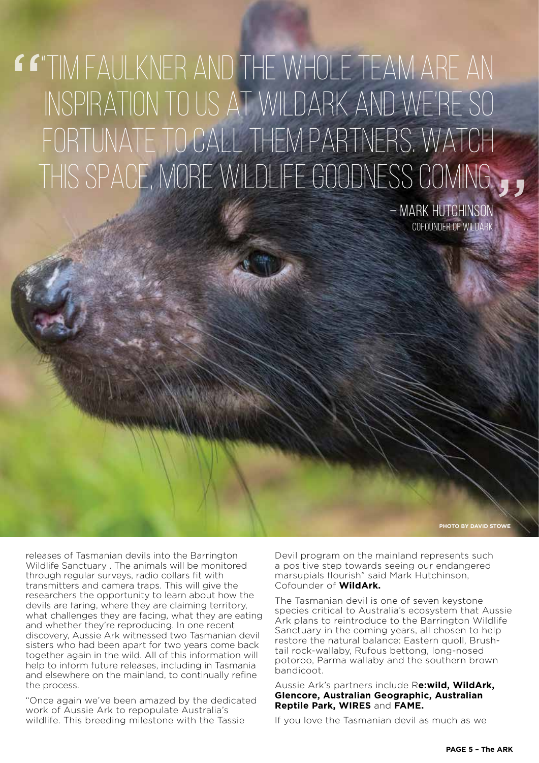> "TIM FAULKNER AND THE WHOLE TEAM ARE AN INSPIRATION TO US AT WILDARK AND WE'RE SO FORTUNATE TO CALL THEM PARTNERS. WATCH THIS SPACE, MORE WILDLIFE GOODNESS COMING."
>
> – MARK HUTCHINSON
> COFOUNDER OF WILDARK

PHOTO BY DAVID STOWE

releases of Tasmanian devils into the Barrington Wildlife Sanctuary . The animals will be monitored through regular surveys, radio collars fit with transmitters and camera traps. This will give the researchers the opportunity to learn about how the devils are faring, where they are claiming territory, what challenges they are facing, what they are eating and whether they're reproducing. In one recent discovery, Aussie Ark witnessed two Tasmanian devil sisters who had been apart for two years come back together again in the wild. All of this information will help to inform future releases, including in Tasmania and elsewhere on the mainland, to continually refine the process.

"Once again we've been amazed by the dedicated work of Aussie Ark to repopulate Australia's wildlife. This breeding milestone with the Tassie Devil program on the mainland represents such a positive step towards seeing our endangered marsupials flourish" said Mark Hutchinson, Cofounder of **WildArk.**

The Tasmanian devil is one of seven keystone species critical to Australia's ecosystem that Aussie Ark plans to reintroduce to the Barrington Wildlife Sanctuary in the coming years, all chosen to help restore the natural balance: Eastern quoll, Brush-tail rock-wallaby, Rufous bettong, long-nosed potoroo, Parma wallaby and the southern brown bandicoot.

Aussie Ark's partners include R**e:wild, WildArk, Glencore, Australian Geographic, Australian Reptile Park, WIRES** and **FAME.**

If you love the Tasmanian devil as much as we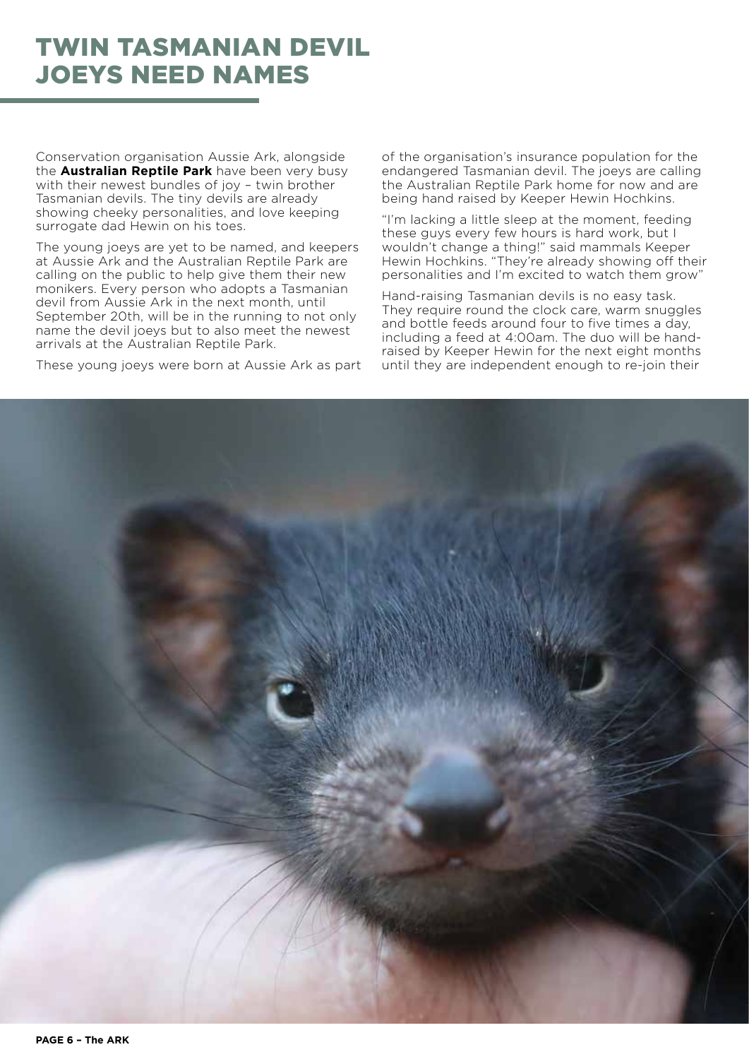# TWIN TASMANIAN DEVIL JOEYS NEED NAMES

Conservation organisation Aussie Ark, alongside the **Australian Reptile Park** have been very busy with their newest bundles of joy – twin brother Tasmanian devils. The tiny devils are already showing cheeky personalities, and love keeping surrogate dad Hewin on his toes.

The young joeys are yet to be named, and keepers at Aussie Ark and the Australian Reptile Park are calling on the public to help give them their new monikers. Every person who adopts a Tasmanian devil from Aussie Ark in the next month, until September 20th, will be in the running to not only name the devil joeys but to also meet the newest arrivals at the Australian Reptile Park.

These young joeys were born at Aussie Ark as part of the organisation's insurance population for the endangered Tasmanian devil. The joeys are calling the Australian Reptile Park home for now and are being hand raised by Keeper Hewin Hochkins.

"I'm lacking a little sleep at the moment, feeding these guys every few hours is hard work, but I wouldn't change a thing!" said mammals Keeper Hewin Hochkins. "They're already showing off their personalities and I'm excited to watch them grow"

Hand-raising Tasmanian devils is no easy task. They require round the clock care, warm snuggles and bottle feeds around four to five times a day, including a feed at 4:00am. The duo will be hand-raised by Keeper Hewin for the next eight months until they are independent enough to re-join their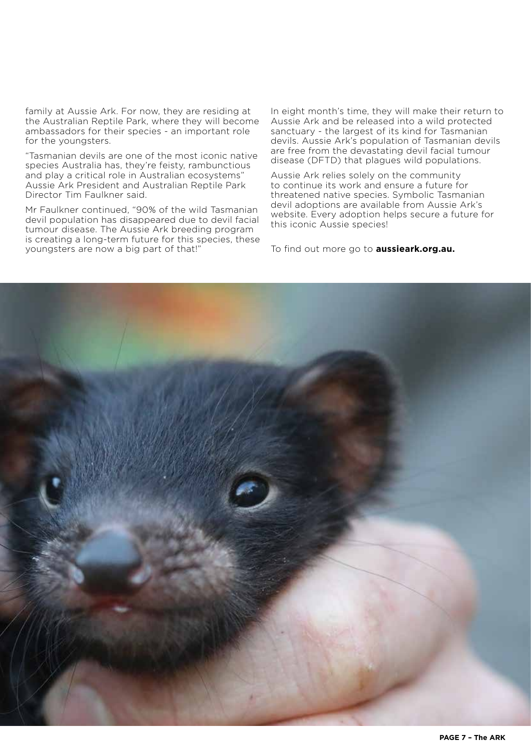family at Aussie Ark. For now, they are residing at the Australian Reptile Park, where they will become ambassadors for their species - an important role for the youngsters.

"Tasmanian devils are one of the most iconic native species Australia has, they're feisty, rambunctious and play a critical role in Australian ecosystems" Aussie Ark President and Australian Reptile Park Director Tim Faulkner said.

Mr Faulkner continued, "90% of the wild Tasmanian devil population has disappeared due to devil facial tumour disease. The Aussie Ark breeding program is creating a long-term future for this species, these youngsters are now a big part of that!"

In eight month's time, they will make their return to Aussie Ark and be released into a wild protected sanctuary - the largest of its kind for Tasmanian devils. Aussie Ark's population of Tasmanian devils are free from the devastating devil facial tumour disease (DFTD) that plagues wild populations.

Aussie Ark relies solely on the community to continue its work and ensure a future for threatened native species. Symbolic Tasmanian devil adoptions are available from Aussie Ark's website. Every adoption helps secure a future for this iconic Aussie species!

To find out more go to **aussieark.org.au.**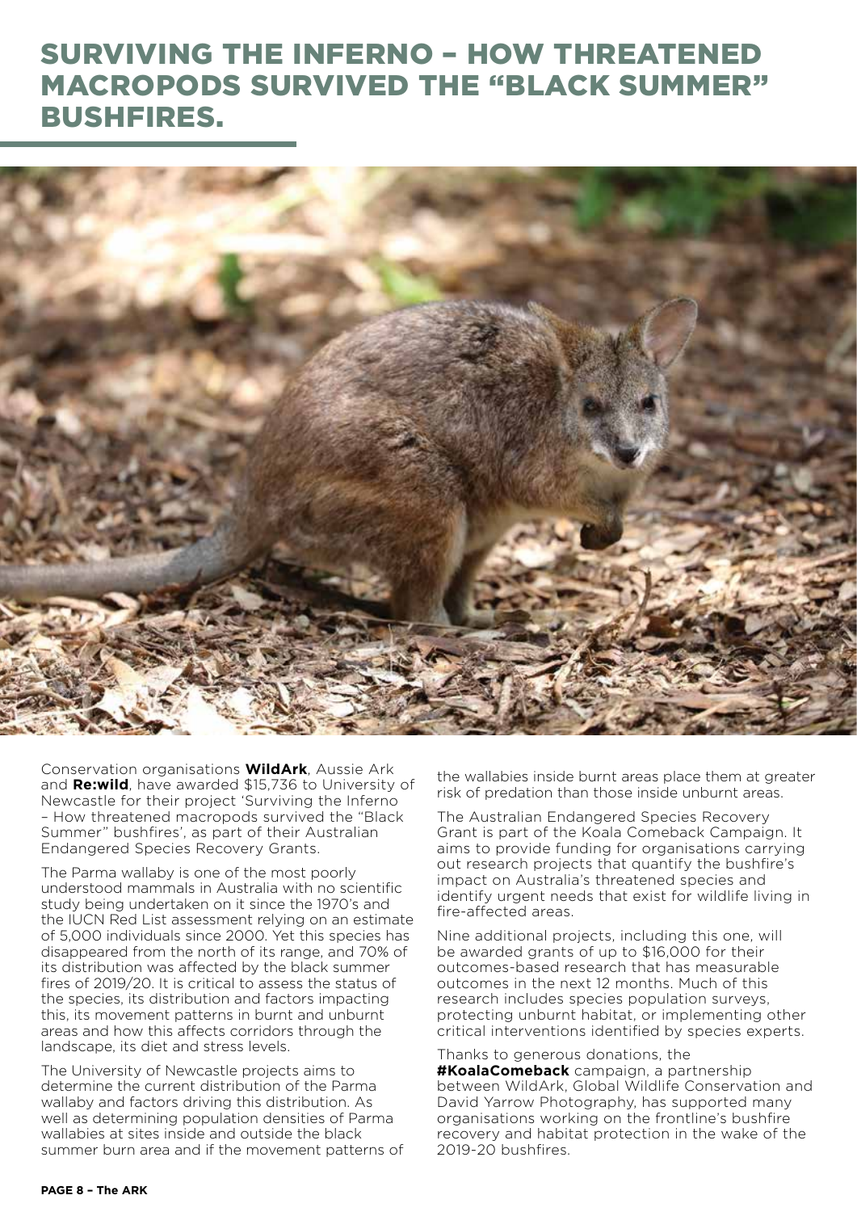# SURVIVING THE INFERNO – HOW THREATENED MACROPODS SURVIVED THE "BLACK SUMMER" BUSHFIRES.

Conservation organisations **WildArk**, Aussie Ark and **Re:wild**, have awarded $15,736 to University of Newcastle for their project 'Surviving the Inferno – How threatened macropods survived the "Black Summer" bushfires', as part of their Australian Endangered Species Recovery Grants.

The Parma wallaby is one of the most poorly understood mammals in Australia with no scientific study being undertaken on it since the 1970's and the IUCN Red List assessment relying on an estimate of 5,000 individuals since 2000. Yet this species has disappeared from the north of its range, and 70% of its distribution was affected by the black summer fires of 2019/20. It is critical to assess the status of the species, its distribution and factors impacting this, its movement patterns in burnt and unburnt areas and how this affects corridors through the landscape, its diet and stress levels.

The University of Newcastle projects aims to determine the current distribution of the Parma wallaby and factors driving this distribution. As well as determining population densities of Parma wallabies at sites inside and outside the black summer burn area and if the movement patterns of the wallabies inside burnt areas place them at greater risk of predation than those inside unburnt areas.

The Australian Endangered Species Recovery Grant is part of the Koala Comeback Campaign. It aims to provide funding for organisations carrying out research projects that quantify the bushfire's impact on Australia's threatened species and identify urgent needs that exist for wildlife living in fire-affected areas.

Nine additional projects, including this one, will be awarded grants of up to $16,000 for their outcomes-based research that has measurable outcomes in the next 12 months. Much of this research includes species population surveys, protecting unburnt habitat, or implementing other critical interventions identified by species experts.

Thanks to generous donations, the **#KoalaComeback** campaign, a partnership between WildArk, Global Wildlife Conservation and David Yarrow Photography, has supported many organisations working on the frontline's bushfire recovery and habitat protection in the wake of the 2019-20 bushfires.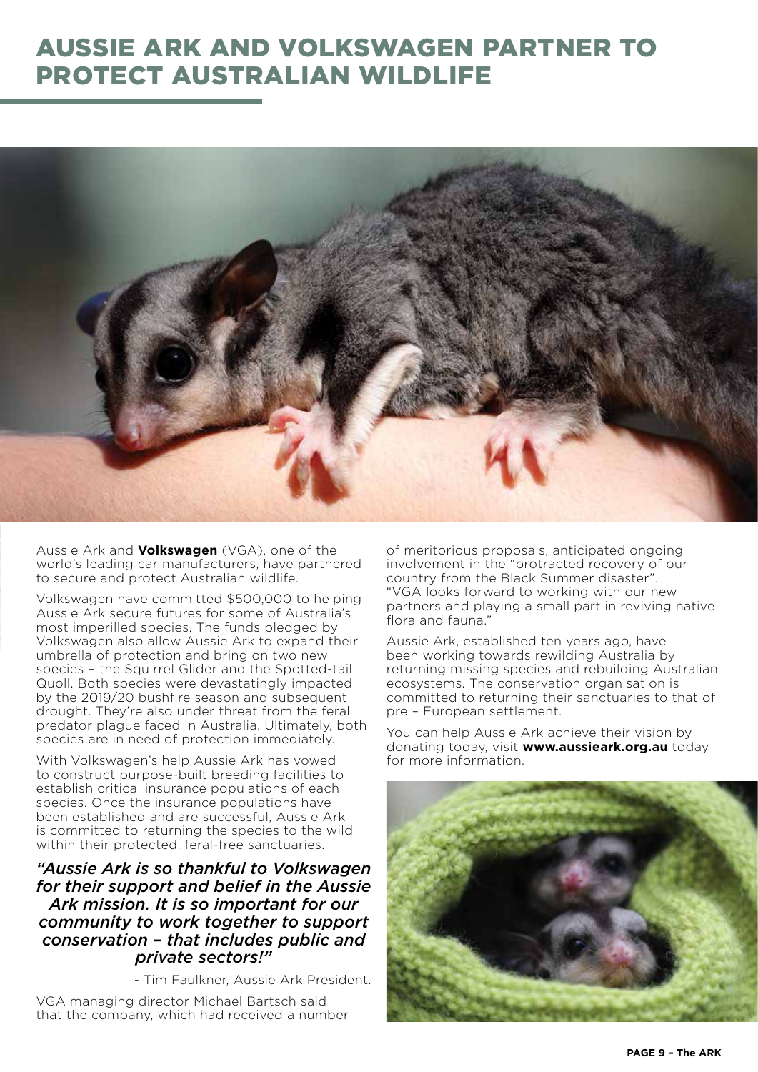# AUSSIE ARK AND VOLKSWAGEN PARTNER TO PROTECT AUSTRALIAN WILDLIFE

Aussie Ark and **Volkswagen** (VGA), one of the world's leading car manufacturers, have partnered to secure and protect Australian wildlife.

Volkswagen have committed $500,000 to helping Aussie Ark secure futures for some of Australia's most imperilled species. The funds pledged by Volkswagen also allow Aussie Ark to expand their umbrella of protection and bring on two new species – the Squirrel Glider and the Spotted-tail Quoll. Both species were devastatingly impacted by the 2019/20 bushfire season and subsequent drought. They're also under threat from the feral predator plague faced in Australia. Ultimately, both species are in need of protection immediately.

With Volkswagen's help Aussie Ark has vowed to construct purpose-built breeding facilities to establish critical insurance populations of each species. Once the insurance populations have been established and are successful, Aussie Ark is committed to returning the species to the wild within their protected, feral-free sanctuaries.

***"Aussie Ark is so thankful to Volkswagen for their support and belief in the Aussie Ark mission. It is so important for our community to work together to support conservation – that includes public and private sectors!"***

- Tim Faulkner, Aussie Ark President.

VGA managing director Michael Bartsch said that the company, which had received a number of meritorious proposals, anticipated ongoing involvement in the "protracted recovery of our country from the Black Summer disaster". "VGA looks forward to working with our new partners and playing a small part in reviving native flora and fauna."

Aussie Ark, established ten years ago, have been working towards rewilding Australia by returning missing species and rebuilding Australian ecosystems. The conservation organisation is committed to returning their sanctuaries to that of pre – European settlement.

You can help Aussie Ark achieve their vision by donating today, visit **www.aussieark.org.au** today for more information.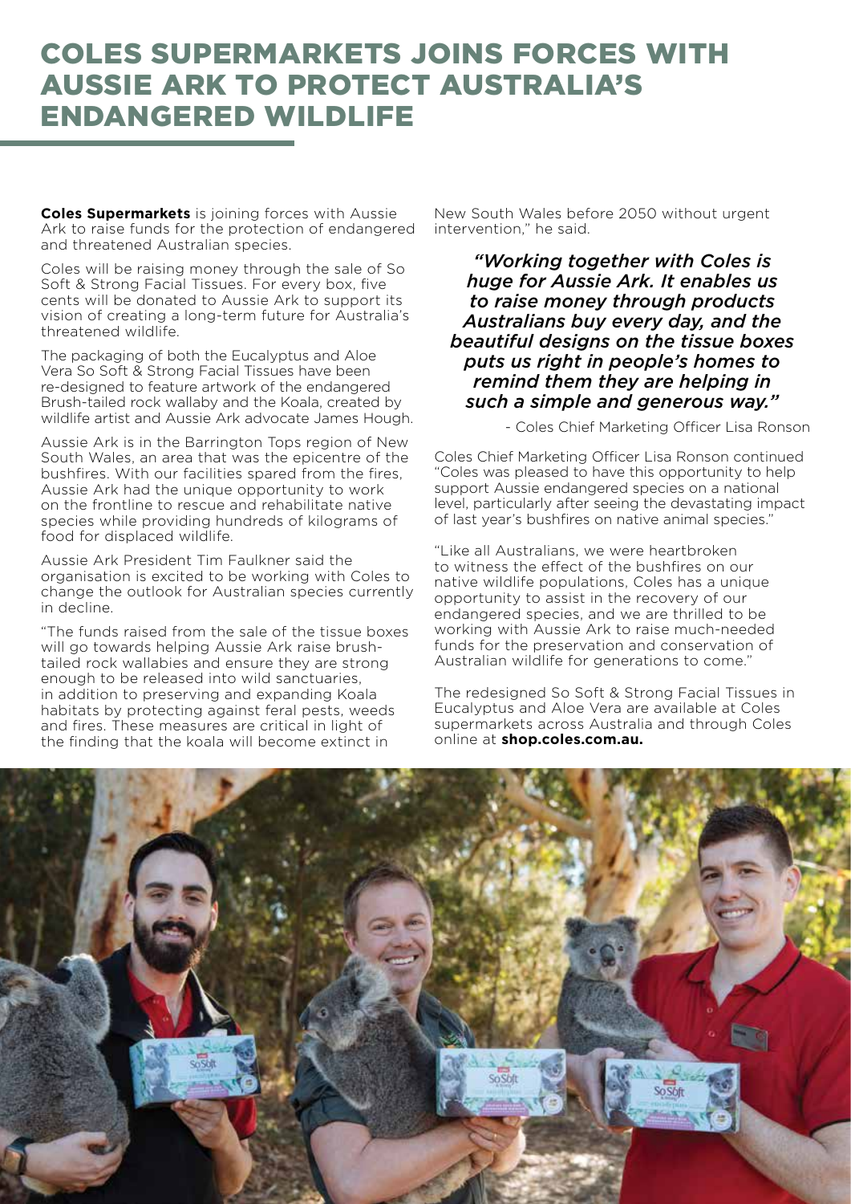# COLES SUPERMARKETS JOINS FORCES WITH AUSSIE ARK TO PROTECT AUSTRALIA'S ENDANGERED WILDLIFE

**Coles Supermarkets** is joining forces with Aussie Ark to raise funds for the protection of endangered and threatened Australian species.

Coles will be raising money through the sale of So Soft & Strong Facial Tissues. For every box, five cents will be donated to Aussie Ark to support its vision of creating a long-term future for Australia's threatened wildlife.

The packaging of both the Eucalyptus and Aloe Vera So Soft & Strong Facial Tissues have been re-designed to feature artwork of the endangered Brush-tailed rock wallaby and the Koala, created by wildlife artist and Aussie Ark advocate James Hough.

Aussie Ark is in the Barrington Tops region of New South Wales, an area that was the epicentre of the bushfires. With our facilities spared from the fires, Aussie Ark had the unique opportunity to work on the frontline to rescue and rehabilitate native species while providing hundreds of kilograms of food for displaced wildlife.

Aussie Ark President Tim Faulkner said the organisation is excited to be working with Coles to change the outlook for Australian species currently in decline.

"The funds raised from the sale of the tissue boxes will go towards helping Aussie Ark raise brush-tailed rock wallabies and ensure they are strong enough to be released into wild sanctuaries, in addition to preserving and expanding Koala habitats by protecting against feral pests, weeds and fires. These measures are critical in light of the finding that the koala will become extinct in New South Wales before 2050 without urgent intervention," he said.

> ***"Working together with Coles is huge for Aussie Ark. It enables us to raise money through products Australians buy every day, and the beautiful designs on the tissue boxes puts us right in people's homes to remind them they are helping in such a simple and generous way."***
>
> \- Coles Chief Marketing Officer Lisa Ronson

Coles Chief Marketing Officer Lisa Ronson continued "Coles was pleased to have this opportunity to help support Aussie endangered species on a national level, particularly after seeing the devastating impact of last year's bushfires on native animal species."

"Like all Australians, we were heartbroken to witness the effect of the bushfires on our native wildlife populations, Coles has a unique opportunity to assist in the recovery of our endangered species, and we are thrilled to be working with Aussie Ark to raise much-needed funds for the preservation and conservation of Australian wildlife for generations to come."

The redesigned So Soft & Strong Facial Tissues in Eucalyptus and Aloe Vera are available at Coles supermarkets across Australia and through Coles online at **shop.coles.com.au.**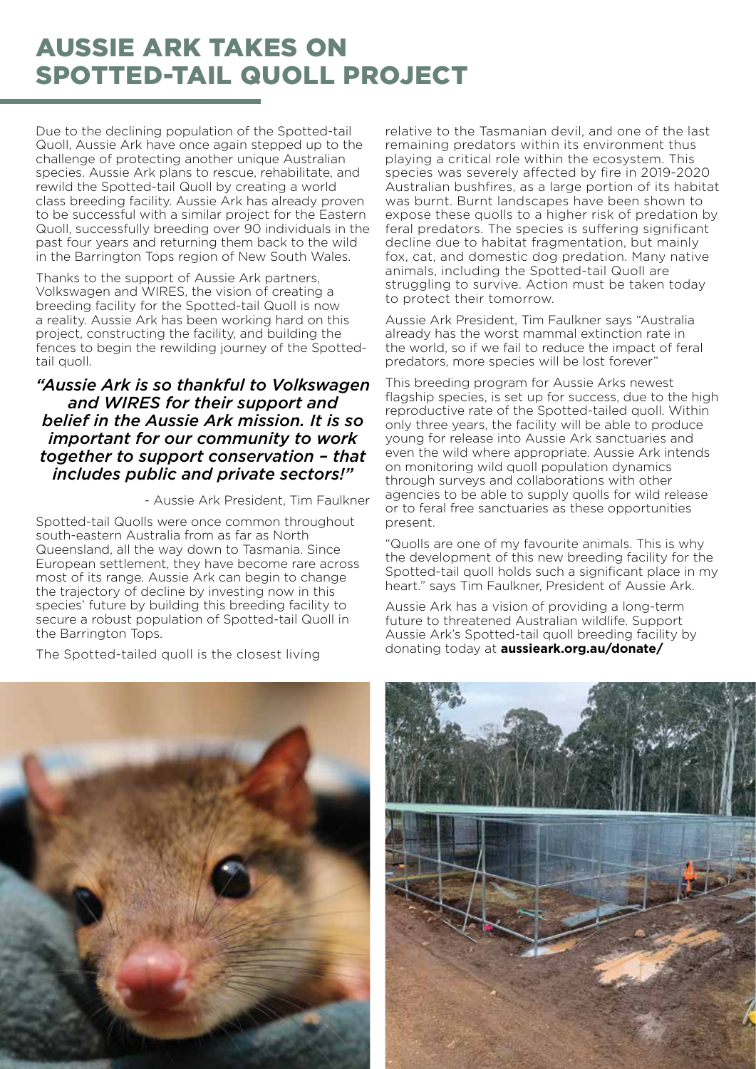# AUSSIE ARK TAKES ON SPOTTED-TAIL QUOLL PROJECT

Due to the declining population of the Spotted-tail Quoll, Aussie Ark have once again stepped up to the challenge of protecting another unique Australian species. Aussie Ark plans to rescue, rehabilitate, and rewild the Spotted-tail Quoll by creating a world class breeding facility. Aussie Ark has already proven to be successful with a similar project for the Eastern Quoll, successfully breeding over 90 individuals in the past four years and returning them back to the wild in the Barrington Tops region of New South Wales.

Thanks to the support of Aussie Ark partners, Volkswagen and WIRES, the vision of creating a breeding facility for the Spotted-tail Quoll is now a reality. Aussie Ark has been working hard on this project, constructing the facility, and building the fences to begin the rewilding journey of the Spotted-tail quoll.

***"Aussie Ark is so thankful to Volkswagen and WIRES for their support and belief in the Aussie Ark mission. It is so important for our community to work together to support conservation – that includes public and private sectors!"***

\- Aussie Ark President, Tim Faulkner

Spotted-tail Quolls were once common throughout south-eastern Australia from as far as North Queensland, all the way down to Tasmania. Since European settlement, they have become rare across most of its range. Aussie Ark can begin to change the trajectory of decline by investing now in this species' future by building this breeding facility to secure a robust population of Spotted-tail Quoll in the Barrington Tops.

The Spotted-tailed quoll is the closest living relative to the Tasmanian devil, and one of the last remaining predators within its environment thus playing a critical role within the ecosystem. This species was severely affected by fire in 2019-2020 Australian bushfires, as a large portion of its habitat was burnt. Burnt landscapes have been shown to expose these quolls to a higher risk of predation by feral predators. The species is suffering significant decline due to habitat fragmentation, but mainly fox, cat, and domestic dog predation. Many native animals, including the Spotted-tail Quoll are struggling to survive. Action must be taken today to protect their tomorrow.

Aussie Ark President, Tim Faulkner says "Australia already has the worst mammal extinction rate in the world, so if we fail to reduce the impact of feral predators, more species will be lost forever"

This breeding program for Aussie Arks newest flagship species, is set up for success, due to the high reproductive rate of the Spotted-tailed quoll. Within only three years, the facility will be able to produce young for release into Aussie Ark sanctuaries and even the wild where appropriate. Aussie Ark intends on monitoring wild quoll population dynamics through surveys and collaborations with other agencies to be able to supply quolls for wild release or to feral free sanctuaries as these opportunities present.

"Quolls are one of my favourite animals. This is why the development of this new breeding facility for the Spotted-tail quoll holds such a significant place in my heart." says Tim Faulkner, President of Aussie Ark.

Aussie Ark has a vision of providing a long-term future to threatened Australian wildlife. Support Aussie Ark's Spotted-tail quoll breeding facility by donating today at **aussieark.org.au/donate/**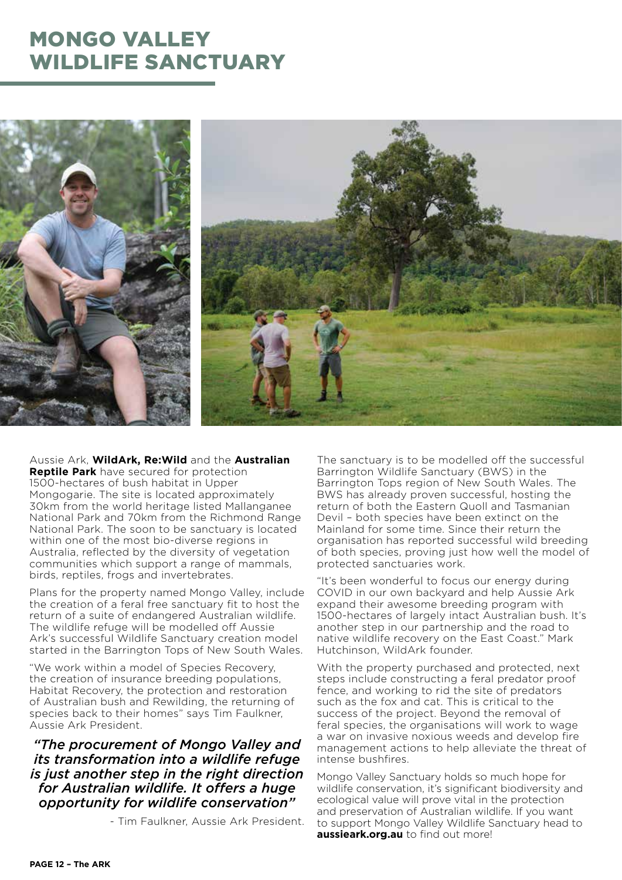# MONGO VALLEY WILDLIFE SANCTUARY

Aussie Ark, **WildArk, Re:Wild** and the **Australian Reptile Park** have secured for protection 1500-hectares of bush habitat in Upper Mongogarie. The site is located approximately 30km from the world heritage listed Mallanganee National Park and 70km from the Richmond Range National Park. The soon to be sanctuary is located within one of the most bio-diverse regions in Australia, reflected by the diversity of vegetation communities which support a range of mammals, birds, reptiles, frogs and invertebrates.

Plans for the property named Mongo Valley, include the creation of a feral free sanctuary fit to host the return of a suite of endangered Australian wildlife. The wildlife refuge will be modelled off Aussie Ark's successful Wildlife Sanctuary creation model started in the Barrington Tops of New South Wales.

"We work within a model of Species Recovery, the creation of insurance breeding populations, Habitat Recovery, the protection and restoration of Australian bush and Rewilding, the returning of species back to their homes" says Tim Faulkner, Aussie Ark President.

> ***"The procurement of Mongo Valley and its transformation into a wildlife refuge is just another step in the right direction for Australian wildlife. It offers a huge opportunity for wildlife conservation"***
>
> - Tim Faulkner, Aussie Ark President.

The sanctuary is to be modelled off the successful Barrington Wildlife Sanctuary (BWS) in the Barrington Tops region of New South Wales. The BWS has already proven successful, hosting the return of both the Eastern Quoll and Tasmanian Devil – both species have been extinct on the Mainland for some time. Since their return the organisation has reported successful wild breeding of both species, proving just how well the model of protected sanctuaries work.

"It's been wonderful to focus our energy during COVID in our own backyard and help Aussie Ark expand their awesome breeding program with 1500-hectares of largely intact Australian bush. It's another step in our partnership and the road to native wildlife recovery on the East Coast." Mark Hutchinson, WildArk founder.

With the property purchased and protected, next steps include constructing a feral predator proof fence, and working to rid the site of predators such as the fox and cat. This is critical to the success of the project. Beyond the removal of feral species, the organisations will work to wage a war on invasive noxious weeds and develop fire management actions to help alleviate the threat of intense bushfires.

Mongo Valley Sanctuary holds so much hope for wildlife conservation, it's significant biodiversity and ecological value will prove vital in the protection and preservation of Australian wildlife. If you want to support Mongo Valley Wildlife Sanctuary head to **aussieark.org.au** to find out more!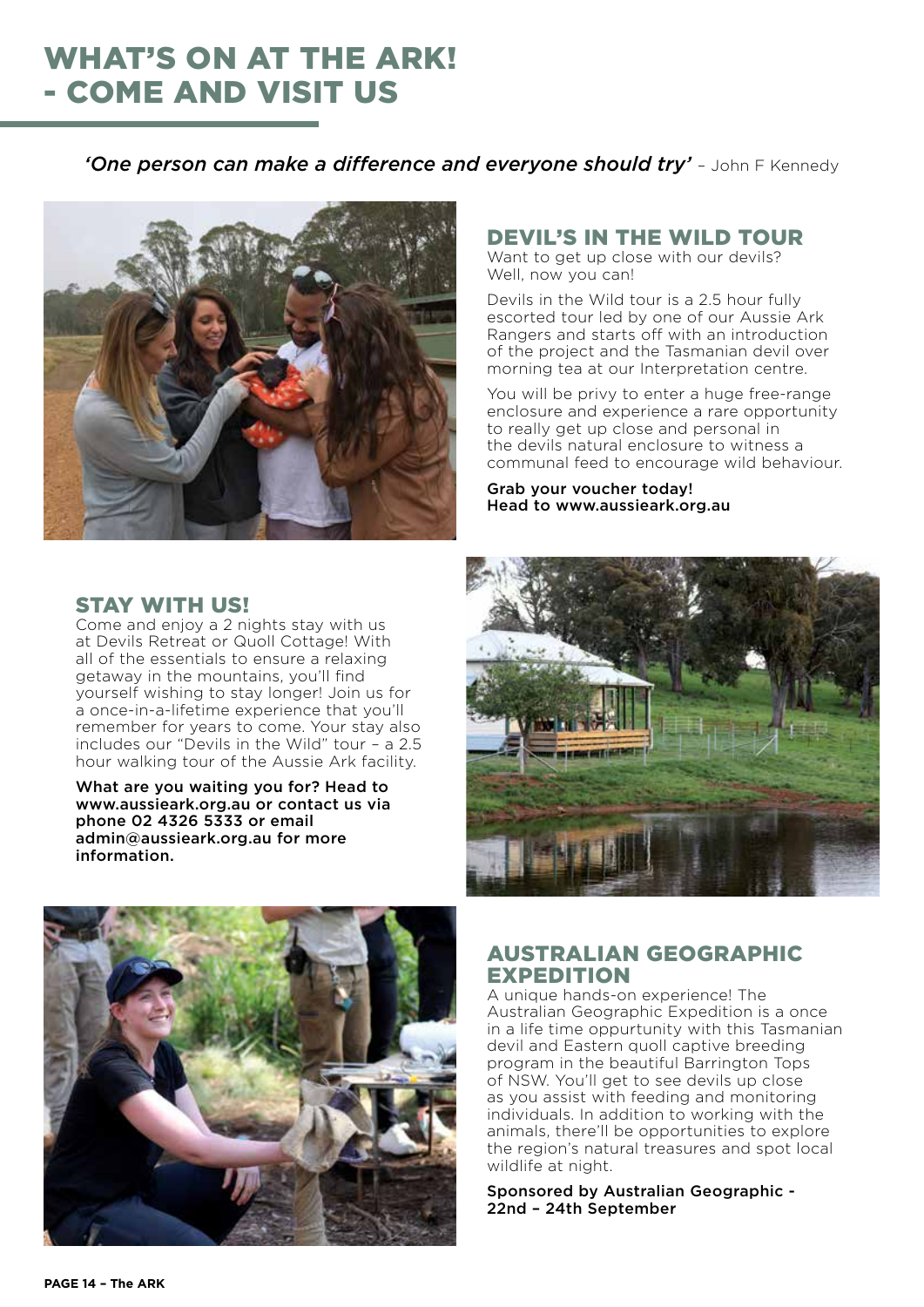# WHAT'S ON AT THE ARK! - COME AND VISIT US

*'One person can make a difference and everyone should try'* – John F Kennedy

## DEVIL'S IN THE WILD TOUR

Want to get up close with our devils? Well, now you can!

Devils in the Wild tour is a 2.5 hour fully escorted tour led by one of our Aussie Ark Rangers and starts off with an introduction of the project and the Tasmanian devil over morning tea at our Interpretation centre.

You will be privy to enter a huge free-range enclosure and experience a rare opportunity to really get up close and personal in the devils natural enclosure to witness a communal feed to encourage wild behaviour.

Grab your voucher today!
Head to www.aussieark.org.au

## STAY WITH US!

Come and enjoy a 2 nights stay with us at Devils Retreat or Quoll Cottage! With all of the essentials to ensure a relaxing getaway in the mountains, you'll find yourself wishing to stay longer! Join us for a once-in-a-lifetime experience that you'll remember for years to come. Your stay also includes our "Devils in the Wild" tour – a 2.5 hour walking tour of the Aussie Ark facility.

**What are you waiting you for? Head to www.aussieark.org.au or contact us via phone 02 4326 5333 or email admin@aussieark.org.au for more information.**

## AUSTRALIAN GEOGRAPHIC EXPEDITION

A unique hands-on experience! The Australian Geographic Expedition is a once in a life time oppurtunity with this Tasmanian devil and Eastern quoll captive breeding program in the beautiful Barrington Tops of NSW. You'll get to see devils up close as you assist with feeding and monitoring individuals. In addition to working with the animals, there'll be opportunities to explore the region's natural treasures and spot local wildlife at night.

Sponsored by Australian Geographic - 22nd – 24th September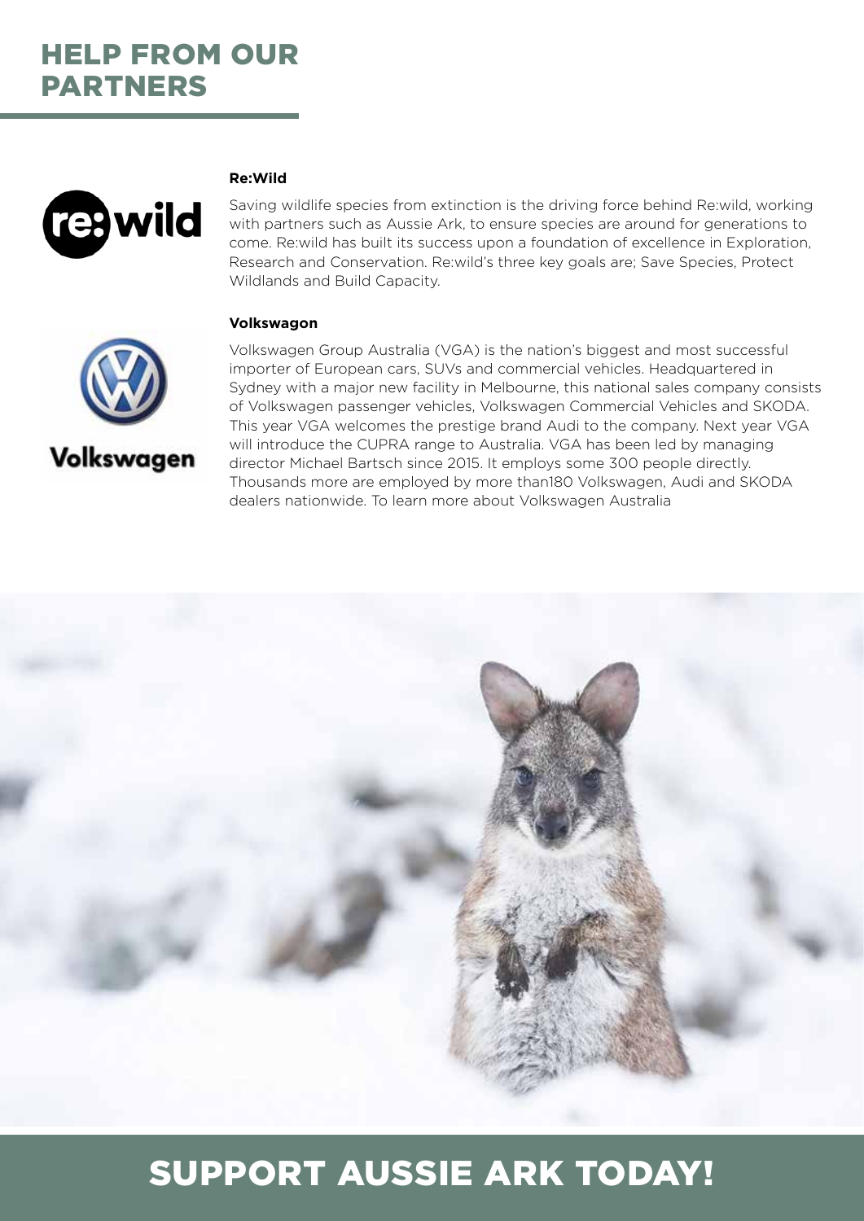# HELP FROM OUR PARTNERS

**Re:Wild**

Saving wildlife species from extinction is the driving force behind Re:wild, working with partners such as Aussie Ark, to ensure species are around for generations to come. Re:wild has built its success upon a foundation of excellence in Exploration, Research and Conservation. Re:wild's three key goals are; Save Species, Protect Wildlands and Build Capacity.

**Volkswagon**

Volkswagen Group Australia (VGA) is the nation's biggest and most successful importer of European cars, SUVs and commercial vehicles. Headquartered in Sydney with a major new facility in Melbourne, this national sales company consists of Volkswagen passenger vehicles, Volkswagen Commercial Vehicles and SKODA. This year VGA welcomes the prestige brand Audi to the company. Next year VGA will introduce the CUPRA range to Australia. VGA has been led by managing director Michael Bartsch since 2015. It employs some 300 people directly. Thousands more are employed by more than180 Volkswagen, Audi and SKODA dealers nationwide. To learn more about Volkswagen Australia

## SUPPORT AUSSIE ARK TODAY!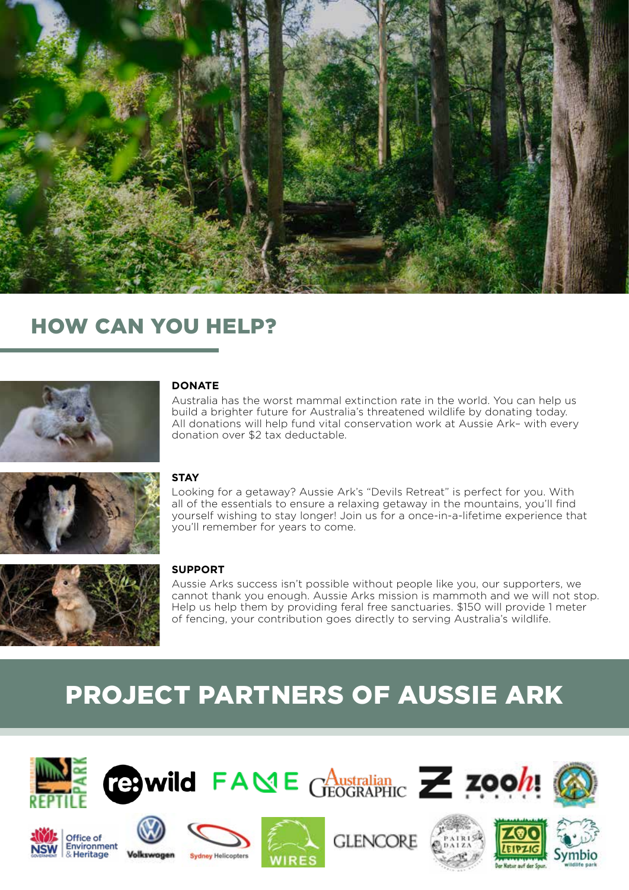## HOW CAN YOU HELP?

**DONATE**

Australia has the worst mammal extinction rate in the world. You can help us build a brighter future for Australia's threatened wildlife by donating today. All donations will help fund vital conservation work at Aussie Ark– with every donation over $2 tax deductable.

**STAY**

Looking for a getaway? Aussie Ark's "Devils Retreat" is perfect for you. With all of the essentials to ensure a relaxing getaway in the mountains, you'll find yourself wishing to stay longer! Join us for a once-in-a-lifetime experience that you'll remember for years to come.

**SUPPORT**

Aussie Arks success isn't possible without people like you, our supporters, we cannot thank you enough. Aussie Arks mission is mammoth and we will not stop. Help us help them by providing feral free sanctuaries. $150 will provide 1 meter of fencing, your contribution goes directly to serving Australia's wildlife.

## PROJECT PARTNERS OF AUSSIE ARK